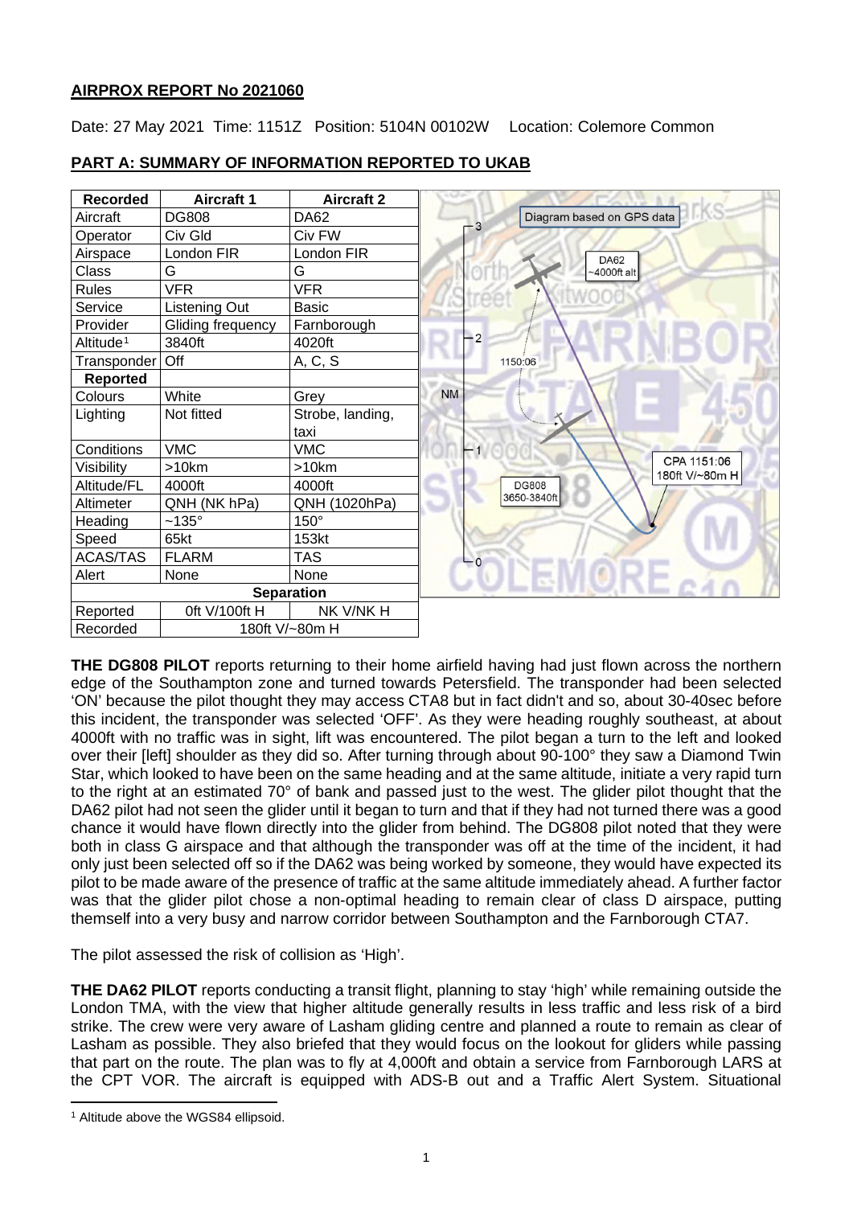**AIRPROX REPORT No 2021060**

Date: 27 May 2021 Time: 1151Z Position: 5104N 00102W Location: Colemore Common

**PART A: SUMMARY OF INFORMATION REPORTED TO UKAB**

| Recorded | Aircraft 1 | Aircraft 2 |
|---|---|---|
| Aircraft | DG808 | DA62 |
| Operator | Civ Gld | Civ FW |
| Airspace | London FIR | London FIR |
| Class | G | G |
| Rules | VFR | VFR |
| Service | Listening Out | Basic |
| Provider | Gliding frequency | Farnborough |
| Altitude[1] | 3840ft | 4020ft |
| Transponder | Off | A, C, S |
| **Reported** | | |
| Colours | White | Grey |
| Lighting | Not fitted | Strobe, landing, taxi |
| Conditions | VMC | VMC |
| Visibility | >10km | >10km |
| Altitude/FL | 4000ft | 4000ft |
| Altimeter | QNH (NK hPa) | QNH (1020hPa) |
| Heading | ~135° | 150° |
| Speed | 65kt | 153kt |
| ACAS/TAS | FLARM | TAS |
| Alert | None | None |
| **Separation** | | |
| Reported | 0ft V/100ft H | NK V/NK H |
| Recorded | 180ft V/~80m H | |

Diagram based on GPS data. DA62 ~4000ft alt. DG808 3650-3840ft. 1150:06. CPA 1151:06 180ft V/~80m H.

**THE DG808 PILOT** reports returning to their home airfield having had just flown across the northern edge of the Southampton zone and turned towards Petersfield. The transponder had been selected 'ON' because the pilot thought they may access CTA8 but in fact didn't and so, about 30-40sec before this incident, the transponder was selected 'OFF'. As they were heading roughly southeast, at about 4000ft with no traffic was in sight, lift was encountered. The pilot began a turn to the left and looked over their [left] shoulder as they did so. After turning through about 90-100° they saw a Diamond Twin Star, which looked to have been on the same heading and at the same altitude, initiate a very rapid turn to the right at an estimated 70° of bank and passed just to the west. The glider pilot thought that the DA62 pilot had not seen the glider until it began to turn and that if they had not turned there was a good chance it would have flown directly into the glider from behind. The DG808 pilot noted that they were both in class G airspace and that although the transponder was off at the time of the incident, it had only just been selected off so if the DA62 was being worked by someone, they would have expected its pilot to be made aware of the presence of traffic at the same altitude immediately ahead. A further factor was that the glider pilot chose a non-optimal heading to remain clear of class D airspace, putting themself into a very busy and narrow corridor between Southampton and the Farnborough CTA7.

The pilot assessed the risk of collision as 'High'.

**THE DA62 PILOT** reports conducting a transit flight, planning to stay 'high' while remaining outside the London TMA, with the view that higher altitude generally results in less traffic and less risk of a bird strike. The crew were very aware of Lasham gliding centre and planned a route to remain as clear of Lasham as possible. They also briefed that they would focus on the lookout for gliders while passing that part on the route. The plan was to fly at 4,000ft and obtain a service from Farnborough LARS at the CPT VOR. The aircraft is equipped with ADS-B out and a Traffic Alert System. Situational

[1] Altitude above the WGS84 ellipsoid.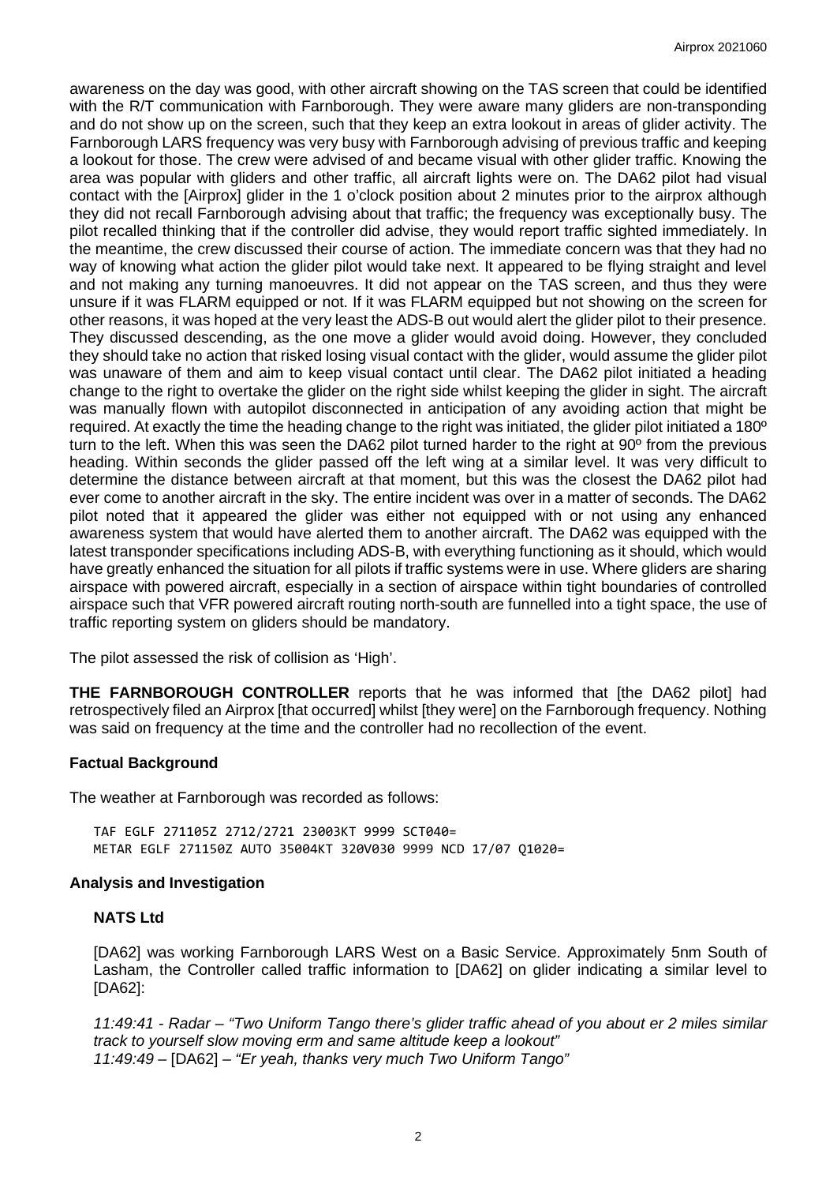awareness on the day was good, with other aircraft showing on the TAS screen that could be identified with the R/T communication with Farnborough. They were aware many gliders are non-transponding and do not show up on the screen, such that they keep an extra lookout in areas of glider activity. The Farnborough LARS frequency was very busy with Farnborough advising of previous traffic and keeping a lookout for those. The crew were advised of and became visual with other glider traffic. Knowing the area was popular with gliders and other traffic, all aircraft lights were on. The DA62 pilot had visual contact with the [Airprox] glider in the 1 o'clock position about 2 minutes prior to the airprox although they did not recall Farnborough advising about that traffic; the frequency was exceptionally busy. The pilot recalled thinking that if the controller did advise, they would report traffic sighted immediately. In the meantime, the crew discussed their course of action. The immediate concern was that they had no way of knowing what action the glider pilot would take next. It appeared to be flying straight and level and not making any turning manoeuvres. It did not appear on the TAS screen, and thus they were unsure if it was FLARM equipped or not. If it was FLARM equipped but not showing on the screen for other reasons, it was hoped at the very least the ADS-B out would alert the glider pilot to their presence. They discussed descending, as the one move a glider would avoid doing. However, they concluded they should take no action that risked losing visual contact with the glider, would assume the glider pilot was unaware of them and aim to keep visual contact until clear. The DA62 pilot initiated a heading change to the right to overtake the glider on the right side whilst keeping the glider in sight. The aircraft was manually flown with autopilot disconnected in anticipation of any avoiding action that might be required. At exactly the time the heading change to the right was initiated, the glider pilot initiated a 180º turn to the left. When this was seen the DA62 pilot turned harder to the right at 90º from the previous heading. Within seconds the glider passed off the left wing at a similar level. It was very difficult to determine the distance between aircraft at that moment, but this was the closest the DA62 pilot had ever come to another aircraft in the sky. The entire incident was over in a matter of seconds. The DA62 pilot noted that it appeared the glider was either not equipped with or not using any enhanced awareness system that would have alerted them to another aircraft. The DA62 was equipped with the latest transponder specifications including ADS-B, with everything functioning as it should, which would have greatly enhanced the situation for all pilots if traffic systems were in use. Where gliders are sharing airspace with powered aircraft, especially in a section of airspace within tight boundaries of controlled airspace such that VFR powered aircraft routing north-south are funnelled into a tight space, the use of traffic reporting system on gliders should be mandatory.

The pilot assessed the risk of collision as 'High'.

**THE FARNBOROUGH CONTROLLER** reports that he was informed that [the DA62 pilot] had retrospectively filed an Airprox [that occurred] whilst [they were] on the Farnborough frequency. Nothing was said on frequency at the time and the controller had no recollection of the event.

## Factual Background

The weather at Farnborough was recorded as follows:

```
TAF EGLF 271105Z 2712/2721 23003KT 9999 SCT040=
METAR EGLF 271150Z AUTO 35004KT 320V030 9999 NCD 17/07 Q1020=
```

## Analysis and Investigation

### NATS Ltd

[DA62] was working Farnborough LARS West on a Basic Service. Approximately 5nm South of Lasham, the Controller called traffic information to [DA62] on glider indicating a similar level to [DA62]:

*11:49:41 - Radar – "Two Uniform Tango there's glider traffic ahead of you about er 2 miles similar track to yourself slow moving erm and same altitude keep a lookout"*
*11:49:49* – [DA62] – *"Er yeah, thanks very much Two Uniform Tango"*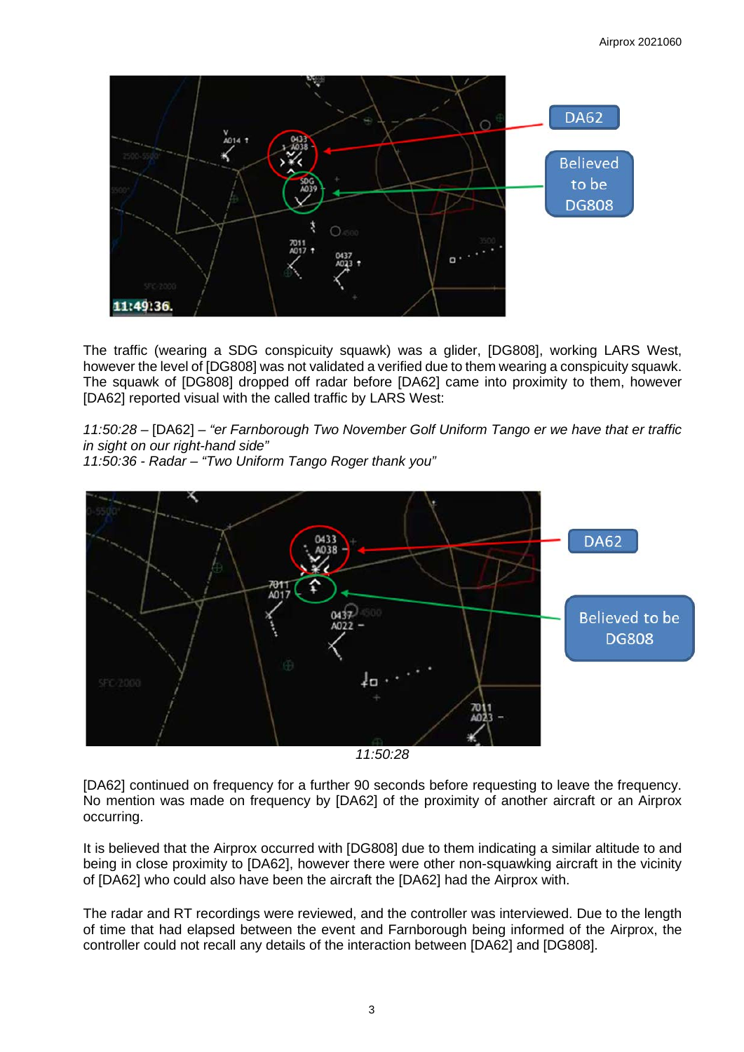The traffic (wearing a SDG conspicuity squawk) was a glider, [DG808], working LARS West, however the level of [DG808] was not validated a verified due to them wearing a conspicuity squawk. The squawk of [DG808] dropped off radar before [DA62] came into proximity to them, however [DA62] reported visual with the called traffic by LARS West:

*11:50:28* – [DA62] – *"er Farnborough Two November Golf Uniform Tango er we have that er traffic in sight on our right-hand side"*
*11:50:36 - Radar – "Two Uniform Tango Roger thank you"*

*11:50:28*

[DA62] continued on frequency for a further 90 seconds before requesting to leave the frequency. No mention was made on frequency by [DA62] of the proximity of another aircraft or an Airprox occurring.

It is believed that the Airprox occurred with [DG808] due to them indicating a similar altitude to and being in close proximity to [DA62], however there were other non-squawking aircraft in the vicinity of [DA62] who could also have been the aircraft the [DA62] had the Airprox with.

The radar and RT recordings were reviewed, and the controller was interviewed. Due to the length of time that had elapsed between the event and Farnborough being informed of the Airprox, the controller could not recall any details of the interaction between [DA62] and [DG808].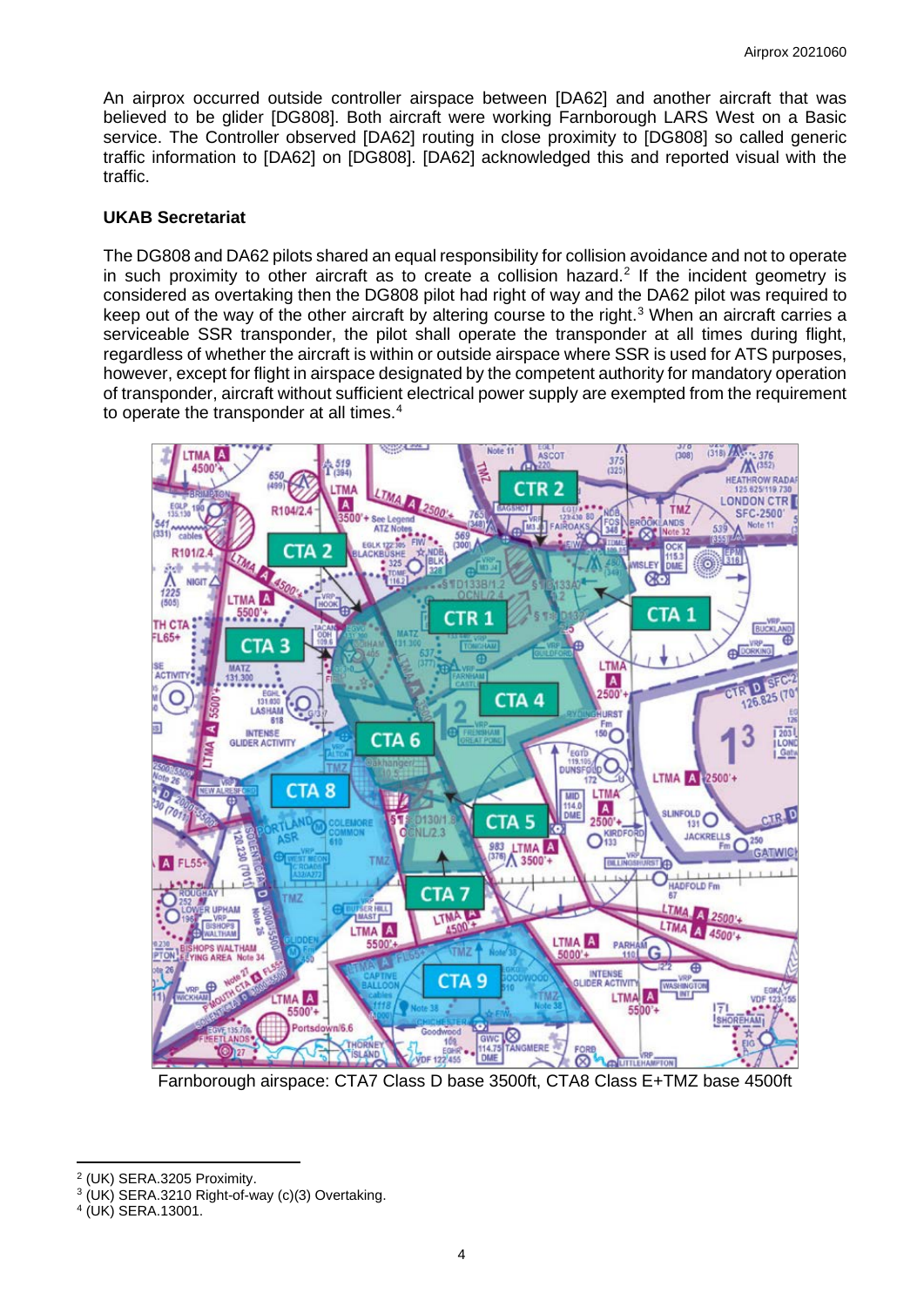An airprox occurred outside controller airspace between [DA62] and another aircraft that was believed to be glider [DG808]. Both aircraft were working Farnborough LARS West on a Basic service. The Controller observed [DA62] routing in close proximity to [DG808] so called generic traffic information to [DA62] on [DG808]. [DA62] acknowledged this and reported visual with the traffic.

**UKAB Secretariat**

The DG808 and DA62 pilots shared an equal responsibility for collision avoidance and not to operate in such proximity to other aircraft as to create a collision hazard.[2] If the incident geometry is considered as overtaking then the DG808 pilot had right of way and the DA62 pilot was required to keep out of the way of the other aircraft by altering course to the right.[3] When an aircraft carries a serviceable SSR transponder, the pilot shall operate the transponder at all times during flight, regardless of whether the aircraft is within or outside airspace where SSR is used for ATS purposes, however, except for flight in airspace designated by the competent authority for mandatory operation of transponder, aircraft without sufficient electrical power supply are exempted from the requirement to operate the transponder at all times.[4]

Farnborough airspace: CTA7 Class D base 3500ft, CTA8 Class E+TMZ base 4500ft

---

[2] (UK) SERA.3205 Proximity.

[3] (UK) SERA.3210 Right-of-way (c)(3) Overtaking.

[4] (UK) SERA.13001.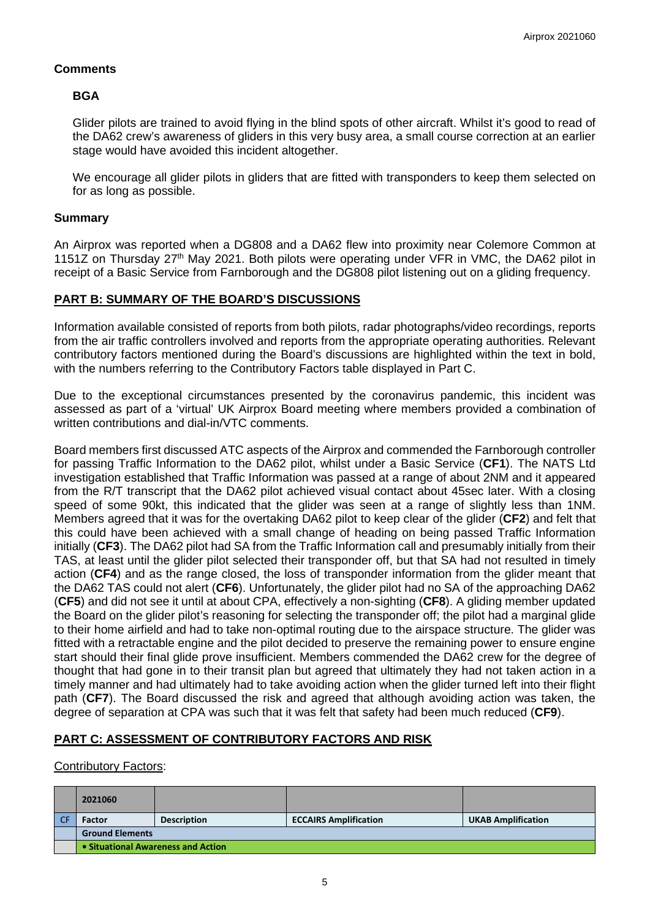## Comments

### BGA

Glider pilots are trained to avoid flying in the blind spots of other aircraft. Whilst it's good to read of the DA62 crew's awareness of gliders in this very busy area, a small course correction at an earlier stage would have avoided this incident altogether.

We encourage all glider pilots in gliders that are fitted with transponders to keep them selected on for as long as possible.

## Summary

An Airprox was reported when a DG808 and a DA62 flew into proximity near Colemore Common at 1151Z on Thursday 27th May 2021. Both pilots were operating under VFR in VMC, the DA62 pilot in receipt of a Basic Service from Farnborough and the DG808 pilot listening out on a gliding frequency.

## PART B: SUMMARY OF THE BOARD'S DISCUSSIONS

Information available consisted of reports from both pilots, radar photographs/video recordings, reports from the air traffic controllers involved and reports from the appropriate operating authorities. Relevant contributory factors mentioned during the Board's discussions are highlighted within the text in bold, with the numbers referring to the Contributory Factors table displayed in Part C.

Due to the exceptional circumstances presented by the coronavirus pandemic, this incident was assessed as part of a 'virtual' UK Airprox Board meeting where members provided a combination of written contributions and dial-in/VTC comments.

Board members first discussed ATC aspects of the Airprox and commended the Farnborough controller for passing Traffic Information to the DA62 pilot, whilst under a Basic Service (**CF1**). The NATS Ltd investigation established that Traffic Information was passed at a range of about 2NM and it appeared from the R/T transcript that the DA62 pilot achieved visual contact about 45sec later. With a closing speed of some 90kt, this indicated that the glider was seen at a range of slightly less than 1NM. Members agreed that it was for the overtaking DA62 pilot to keep clear of the glider (**CF2**) and felt that this could have been achieved with a small change of heading on being passed Traffic Information initially (**CF3**). The DA62 pilot had SA from the Traffic Information call and presumably initially from their TAS, at least until the glider pilot selected their transponder off, but that SA had not resulted in timely action (**CF4**) and as the range closed, the loss of transponder information from the glider meant that the DA62 TAS could not alert (**CF6**). Unfortunately, the glider pilot had no SA of the approaching DA62 (**CF5**) and did not see it until at about CPA, effectively a non-sighting (**CF8**). A gliding member updated the Board on the glider pilot's reasoning for selecting the transponder off; the pilot had a marginal glide to their home airfield and had to take non-optimal routing due to the airspace structure. The glider was fitted with a retractable engine and the pilot decided to preserve the remaining power to ensure engine start should their final glide prove insufficient. Members commended the DA62 crew for the degree of thought that had gone in to their transit plan but agreed that ultimately they had not taken action in a timely manner and had ultimately had to take avoiding action when the glider turned left into their flight path (**CF7**). The Board discussed the risk and agreed that although avoiding action was taken, the degree of separation at CPA was such that it was felt that safety had been much reduced (**CF9**).

## PART C: ASSESSMENT OF CONTRIBUTORY FACTORS AND RISK

Contributory Factors:

| | 2021060 | | | |
|---|---|---|---|---|
| CF | Factor | Description | ECCAIRS Amplification | UKAB Amplification |
| | Ground Elements | | | |
| | • Situational Awareness and Action | | | |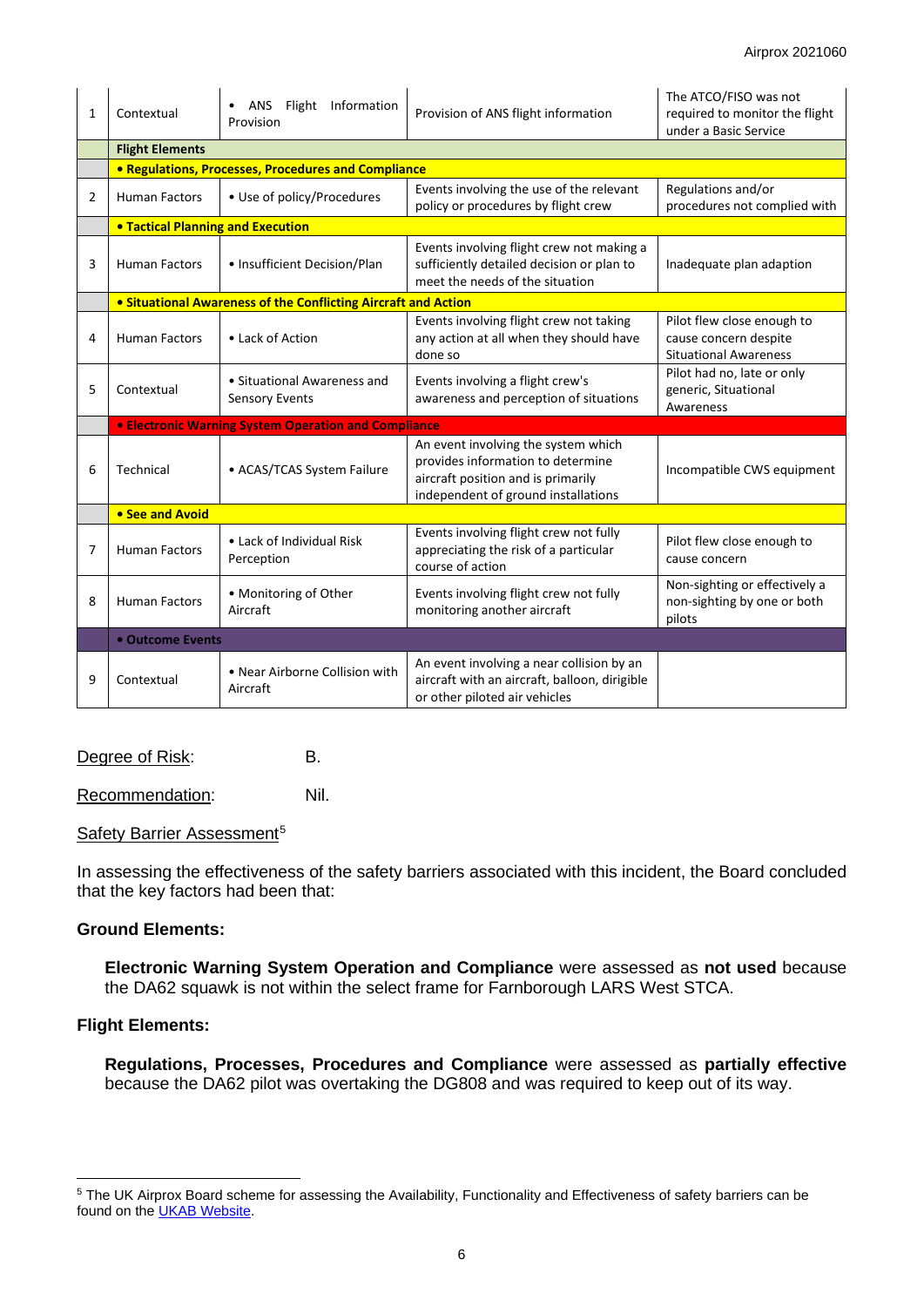| 1 | Contextual | • ANS Flight Information Provision | Provision of ANS flight information | The ATCO/FISO was not required to monitor the flight under a Basic Service |
|---|---|---|---|---|
| | **Flight Elements** | | | |
| | **• Regulations, Processes, Procedures and Compliance** | | | |
| 2 | Human Factors | • Use of policy/Procedures | Events involving the use of the relevant policy or procedures by flight crew | Regulations and/or procedures not complied with |
| | **• Tactical Planning and Execution** | | | |
| 3 | Human Factors | • Insufficient Decision/Plan | Events involving flight crew not making a sufficiently detailed decision or plan to meet the needs of the situation | Inadequate plan adaption |
| | **• Situational Awareness of the Conflicting Aircraft and Action** | | | |
| 4 | Human Factors | • Lack of Action | Events involving flight crew not taking any action at all when they should have done so | Pilot flew close enough to cause concern despite Situational Awareness |
| 5 | Contextual | • Situational Awareness and Sensory Events | Events involving a flight crew's awareness and perception of situations | Pilot had no, late or only generic, Situational Awareness |
| | **• Electronic Warning System Operation and Compliance** | | | |
| 6 | Technical | • ACAS/TCAS System Failure | An event involving the system which provides information to determine aircraft position and is primarily independent of ground installations | Incompatible CWS equipment |
| | **• See and Avoid** | | | |
| 7 | Human Factors | • Lack of Individual Risk Perception | Events involving flight crew not fully appreciating the risk of a particular course of action | Pilot flew close enough to cause concern |
| 8 | Human Factors | • Monitoring of Other Aircraft | Events involving flight crew not fully monitoring another aircraft | Non-sighting or effectively a non-sighting by one or both pilots |
| | **• Outcome Events** | | | |
| 9 | Contextual | • Near Airborne Collision with Aircraft | An event involving a near collision by an aircraft with an aircraft, balloon, dirigible or other piloted air vehicles | |

Degree of Risk: B.

Recommendation: Nil.

Safety Barrier Assessment[5]

In assessing the effectiveness of the safety barriers associated with this incident, the Board concluded that the key factors had been that:

**Ground Elements:**

**Electronic Warning System Operation and Compliance** were assessed as **not used** because the DA62 squawk is not within the select frame for Farnborough LARS West STCA.

**Flight Elements:**

**Regulations, Processes, Procedures and Compliance** were assessed as **partially effective** because the DA62 pilot was overtaking the DG808 and was required to keep out of its way.

[5] The UK Airprox Board scheme for assessing the Availability, Functionality and Effectiveness of safety barriers can be found on the UKAB Website.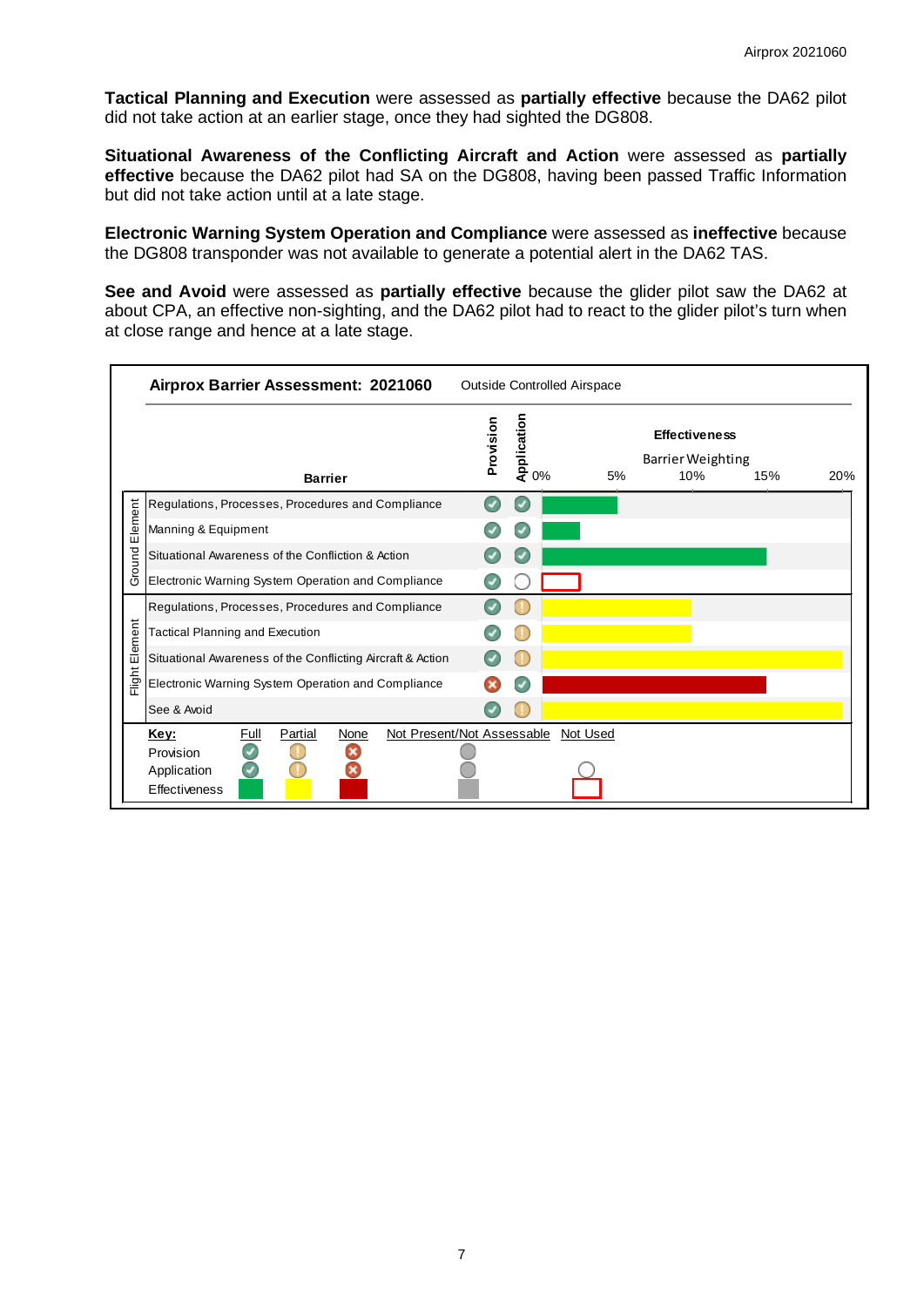**Tactical Planning and Execution** were assessed as **partially effective** because the DA62 pilot did not take action at an earlier stage, once they had sighted the DG808.

**Situational Awareness of the Conflicting Aircraft and Action** were assessed as **partially effective** because the DA62 pilot had SA on the DG808, having been passed Traffic Information but did not take action until at a late stage.

**Electronic Warning System Operation and Compliance** were assessed as **ineffective** because the DG808 transponder was not available to generate a potential alert in the DA62 TAS.

**See and Avoid** were assessed as **partially effective** because the glider pilot saw the DA62 at about CPA, an effective non-sighting, and the DA62 pilot had to react to the glider pilot's turn when at close range and hence at a late stage.

**Airprox Barrier Assessment: 2021060** Outside Controlled Airspace

Barrier

Provision

Application

Effectiveness

Barrier Weighting

0%

5%

10%

15%

20%

Ground Element

Regulations, Processes, Procedures and Compliance

Manning & Equipment

Situational Awareness of the Confliction & Action

Electronic Warning System Operation and Compliance

Flight Element

Regulations, Processes, Procedures and Compliance

Tactical Planning and Execution

Situational Awareness of the Conflicting Aircraft & Action

Electronic Warning System Operation and Compliance

See & Avoid

Key: Full Partial None Not Present/Not Assessable Not Used

Provision

Application

Effectiveness